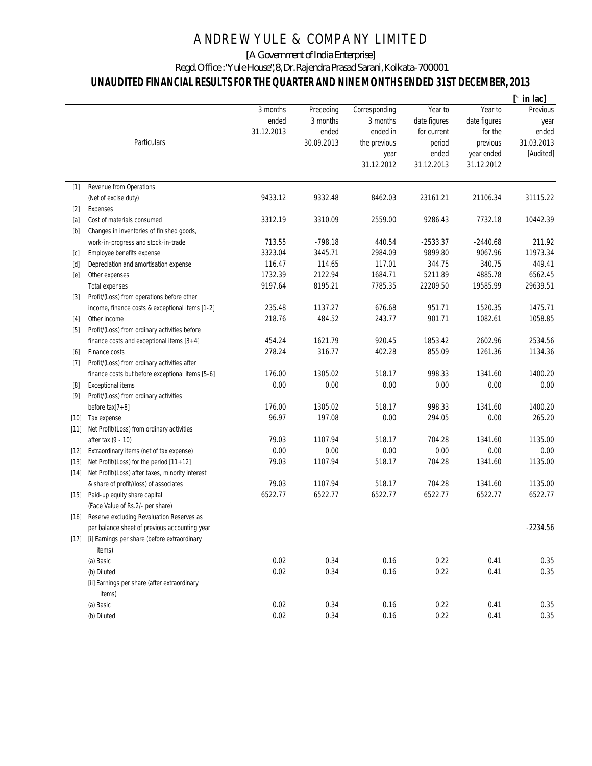# ANDREW YULE & COMPANY LIMITED

[A Government of India Enterprise]

Regd. Office : "Yule House", 8, Dr. Rajendra Prasad Sarani, Kolkata - 700001

## UNAUDITED FINANCIAL RESULTS FOR THE QUARTER AND NINE MONTHS ENDED 31ST DECEMBER, 2013

[` in lac]

| | Particulars | 3 months ended 31.12.2013 | Preceding 3 months ended 30.09.2013 | Corresponding 3 months ended in the previous year 31.12.2012 | Year to date figures for current period ended 31.12.2013 | Year to date figures for the previous year ended 31.12.2012 | Previous year ended 31.03.2013 [Audited] |
|---|---|---|---|---|---|---|---|
| [1] | Revenue from Operations (Net of excise duty) | 9433.12 | 9332.48 | 8462.03 | 23161.21 | 21106.34 | 31115.22 |
| [2] | Expenses | | | | | | |
| [a] | Cost of materials consumed | 3312.19 | 3310.09 | 2559.00 | 9286.43 | 7732.18 | 10442.39 |
| [b] | Changes in inventories of finished goods, work-in-progress and stock-in-trade | 713.55 | -798.18 | 440.54 | -2533.37 | -2440.68 | 211.92 |
| [c] | Employee benefits expense | 3323.04 | 3445.71 | 2984.09 | 9899.80 | 9067.96 | 11973.34 |
| [d] | Depreciation and amortisation expense | 116.47 | 114.65 | 117.01 | 344.75 | 340.75 | 449.41 |
| [e] | Other expenses | 1732.39 | 2122.94 | 1684.71 | 5211.89 | 4885.78 | 6562.45 |
| | Total expenses | 9197.64 | 8195.21 | 7785.35 | 22209.50 | 19585.99 | 29639.51 |
| [3] | Profit/(Loss) from operations before other income, finance costs & exceptional items [1-2] | 235.48 | 1137.27 | 676.68 | 951.71 | 1520.35 | 1475.71 |
| [4] | Other income | 218.76 | 484.52 | 243.77 | 901.71 | 1082.61 | 1058.85 |
| [5] | Profit/(Loss) from ordinary activities before finance costs and exceptional items [3+4] | 454.24 | 1621.79 | 920.45 | 1853.42 | 2602.96 | 2534.56 |
| [6] | Finance costs | 278.24 | 316.77 | 402.28 | 855.09 | 1261.36 | 1134.36 |
| [7] | Profit/(Loss) from ordinary activities after finance costs but before exceptional items [5-6] | 176.00 | 1305.02 | 518.17 | 998.33 | 1341.60 | 1400.20 |
| [8] | Exceptional items | 0.00 | 0.00 | 0.00 | 0.00 | 0.00 | 0.00 |
| [9] | Profit/(Loss) from ordinary activities before tax[7+8] | 176.00 | 1305.02 | 518.17 | 998.33 | 1341.60 | 1400.20 |
| [10] | Tax expense | 96.97 | 197.08 | 0.00 | 294.05 | 0.00 | 265.20 |
| [11] | Net Profit/(Loss) from ordinary activities after tax (9 - 10) | 79.03 | 1107.94 | 518.17 | 704.28 | 1341.60 | 1135.00 |
| [12] | Extraordinary items (net of tax expense) | 0.00 | 0.00 | 0.00 | 0.00 | 0.00 | 0.00 |
| [13] | Net Profit/(Loss) for the period [11+12] | 79.03 | 1107.94 | 518.17 | 704.28 | 1341.60 | 1135.00 |
| [14] | Net Profit/(Loss) after taxes, minority interest & share of profit/(loss) of associates | 79.03 | 1107.94 | 518.17 | 704.28 | 1341.60 | 1135.00 |
| [15] | Paid-up equity share capital (Face Value of Rs.2/- per share) | 6522.77 | 6522.77 | 6522.77 | 6522.77 | 6522.77 | 6522.77 |
| [16] | Reserve excluding Revaluation Reserves as per balance sheet of previous accounting year | | | | | | -2234.56 |
| [17] | [i] Earnings per share (before extraordinary items) | | | | | | |
| | (a) Basic | 0.02 | 0.34 | 0.16 | 0.22 | 0.41 | 0.35 |
| | (b) Diluted | 0.02 | 0.34 | 0.16 | 0.22 | 0.41 | 0.35 |
| | [ii] Earnings per share (after extraordinary items) | | | | | | |
| | (a) Basic | 0.02 | 0.34 | 0.16 | 0.22 | 0.41 | 0.35 |
| | (b) Diluted | 0.02 | 0.34 | 0.16 | 0.22 | 0.41 | 0.35 |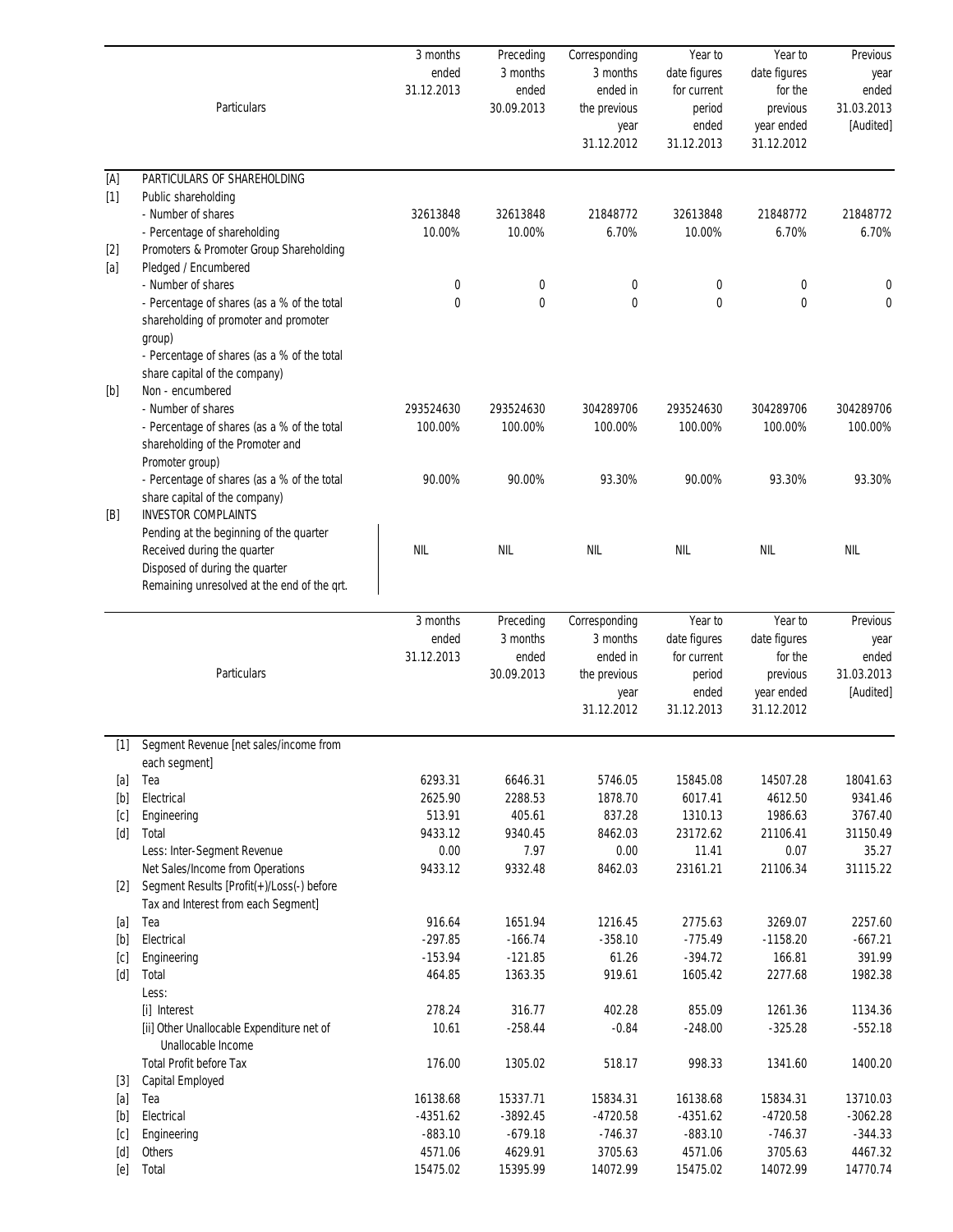| | Particulars | 3 months ended 31.12.2013 | Preceding 3 months ended 30.09.2013 | Corresponding 3 months ended in the previous year 31.12.2012 | Year to date figures for current period ended 31.12.2013 | Year to date figures for the previous year ended 31.12.2012 | Previous year ended 31.03.2013 [Audited] |
|---|---|---|---|---|---|---|---|
| [A] | PARTICULARS OF SHAREHOLDING | | | | | | |
| [1] | Public shareholding | | | | | | |
| | - Number of shares | 32613848 | 32613848 | 21848772 | 32613848 | 21848772 | 21848772 |
| | - Percentage of shareholding | 10.00% | 10.00% | 6.70% | 10.00% | 6.70% | 6.70% |
| [2] | Promoters & Promoter Group Shareholding | | | | | | |
| [a] | Pledged / Encumbered | | | | | | |
| | - Number of shares | 0 | 0 | 0 | 0 | 0 | 0 |
| | - Percentage of shares (as a % of the total shareholding of promoter and promoter group) | 0 | 0 | 0 | 0 | 0 | 0 |
| | - Percentage of shares (as a % of the total share capital of the company) | | | | | | |
| [b] | Non - encumbered | | | | | | |
| | - Number of shares | 293524630 | 293524630 | 304289706 | 293524630 | 304289706 | 304289706 |
| | - Percentage of shares (as a % of the total shareholding of the Promoter and Promoter group) | 100.00% | 100.00% | 100.00% | 100.00% | 100.00% | 100.00% |
| | - Percentage of shares (as a % of the total share capital of the company) | 90.00% | 90.00% | 93.30% | 90.00% | 93.30% | 93.30% |
| [B] | INVESTOR COMPLAINTS | | | | | | |
| | Pending at the beginning of the quarter<br>Received during the quarter<br>Disposed of during the quarter<br>Remaining unresolved at the end of the qrt. | NIL | NIL | NIL | NIL | NIL | NIL |

| | Particulars | 3 months ended 31.12.2013 | Preceding 3 months ended 30.09.2013 | Corresponding 3 months ended in the previous year 31.12.2012 | Year to date figures for current period ended 31.12.2013 | Year to date figures for the previous year ended 31.12.2012 | Previous year ended 31.03.2013 [Audited] |
|---|---|---|---|---|---|---|---|
| [1] | Segment Revenue [net sales/income from each segment] | | | | | | |
| [a] | Tea | 6293.31 | 6646.31 | 5746.05 | 15845.08 | 14507.28 | 18041.63 |
| [b] | Electrical | 2625.90 | 2288.53 | 1878.70 | 6017.41 | 4612.50 | 9341.46 |
| [c] | Engineering | 513.91 | 405.61 | 837.28 | 1310.13 | 1986.63 | 3767.40 |
| [d] | Total | 9433.12 | 9340.45 | 8462.03 | 23172.62 | 21106.41 | 31150.49 |
| | Less: Inter-Segment Revenue | 0.00 | 7.97 | 0.00 | 11.41 | 0.07 | 35.27 |
| | Net Sales/Income from Operations | 9433.12 | 9332.48 | 8462.03 | 23161.21 | 21106.34 | 31115.22 |
| [2] | Segment Results [Profit(+)/Loss(-) before Tax and Interest from each Segment] | | | | | | |
| [a] | Tea | 916.64 | 1651.94 | 1216.45 | 2775.63 | 3269.07 | 2257.60 |
| [b] | Electrical | -297.85 | -166.74 | -358.10 | -775.49 | -1158.20 | -667.21 |
| [c] | Engineering | -153.94 | -121.85 | 61.26 | -394.72 | 166.81 | 391.99 |
| [d] | Total | 464.85 | 1363.35 | 919.61 | 1605.42 | 2277.68 | 1982.38 |
| | Less: | | | | | | |
| | [i] Interest | 278.24 | 316.77 | 402.28 | 855.09 | 1261.36 | 1134.36 |
| | [ii] Other Unallocable Expenditure net of Unallocable Income | 10.61 | -258.44 | -0.84 | -248.00 | -325.28 | -552.18 |
| | Total Profit before Tax | 176.00 | 1305.02 | 518.17 | 998.33 | 1341.60 | 1400.20 |
| [3] | Capital Employed | | | | | | |
| [a] | Tea | 16138.68 | 15337.71 | 15834.31 | 16138.68 | 15834.31 | 13710.03 |
| [b] | Electrical | -4351.62 | -3892.45 | -4720.58 | -4351.62 | -4720.58 | -3062.28 |
| [c] | Engineering | -883.10 | -679.18 | -746.37 | -883.10 | -746.37 | -344.33 |
| [d] | Others | 4571.06 | 4629.91 | 3705.63 | 4571.06 | 3705.63 | 4467.32 |
| [e] | Total | 15475.02 | 15395.99 | 14072.99 | 15475.02 | 14072.99 | 14770.74 |